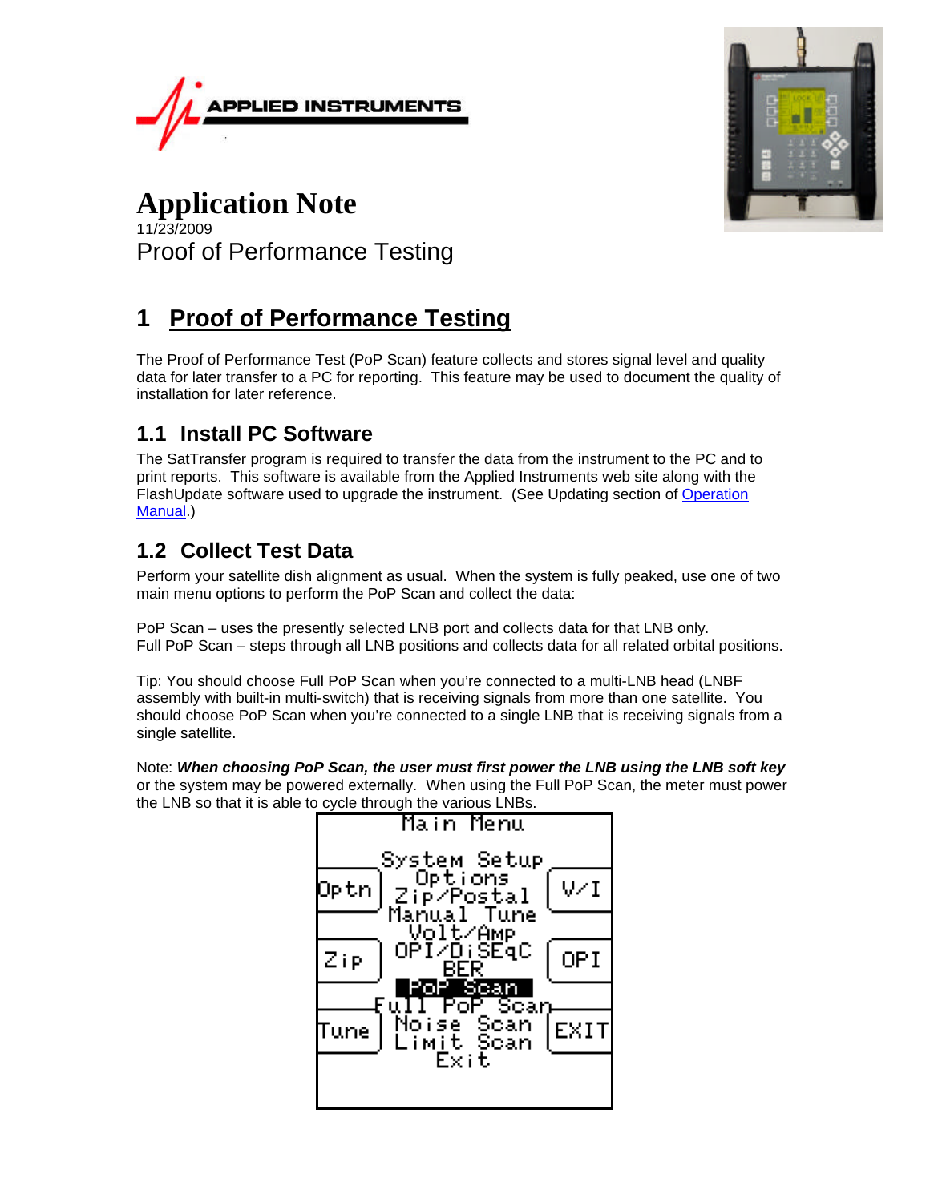# Application Note

11/23/2009

Proof of Performance Testing

## 1 Proof of Performance Testing

The Proof of Performance Test (PoP Scan) feature collects and stores signal level and quality data for later transfer to a PC for reporting. This feature may be used to document the quality of installation for later reference.

### 1.1 Install PC Software

The SatTransfer program is required to transfer the data from the instrument to the PC and to print reports. This software is available from the Applied Instruments web site along with the FlashUpdate software used to upgrade the instrument. (See Updating section of Operation Manual.)

### 1.2 Collect Test Data

Perform your satellite dish alignment as usual. When the system is fully peaked, use one of two main menu options to perform the PoP Scan and collect the data:

PoP Scan – uses the presently selected LNB port and collects data for that LNB only.
Full PoP Scan – steps through all LNB positions and collects data for all related orbital positions.

Tip: You should choose Full PoP Scan when you're connected to a multi-LNB head (LNBF assembly with built-in multi-switch) that is receiving signals from more than one satellite. You should choose PoP Scan when you're connected to a single LNB that is receiving signals from a single satellite.

Note: ***When choosing PoP Scan, the user must first power the LNB using the LNB soft key*** or the system may be powered externally. When using the Full PoP Scan, the meter must power the LNB so that it is able to cycle through the various LNBs.

```
Main Menu

System Setup
Optn   Options          V/I
       Zip/Postal
       Manual Tune
       Volt/Amp
Zip    OPI/DiSEqC       OPI
       BER
       PoP Scan
       Full PoP Scan
Tune   Noise Scan       EXIT
       Limit Scan
       Exit
```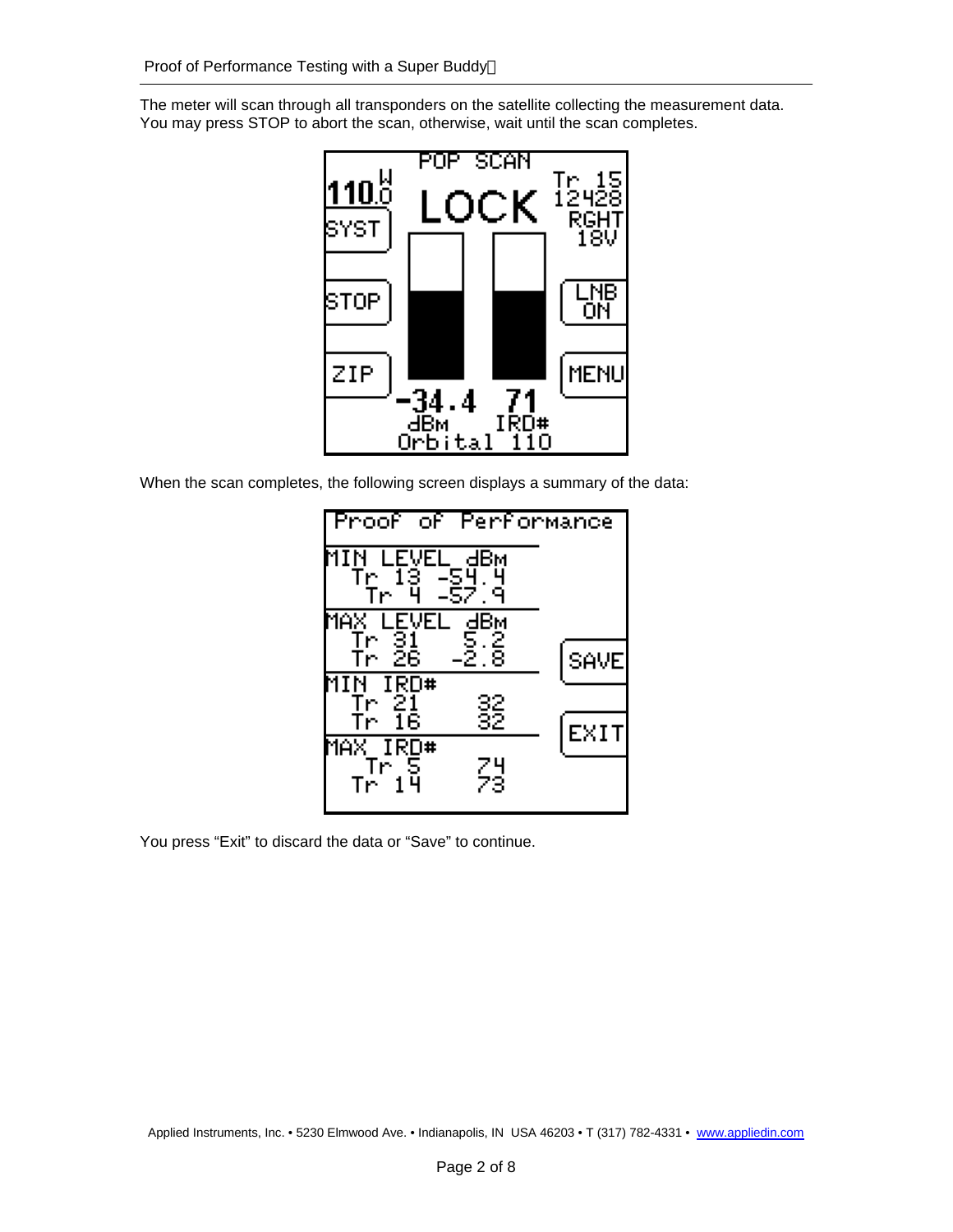The meter will scan through all transponders on the satellite collecting the measurement data. You may press STOP to abort the scan, otherwise, wait until the scan completes.

When the scan completes, the following screen displays a summary of the data:

You press "Exit" to discard the data or "Save" to continue.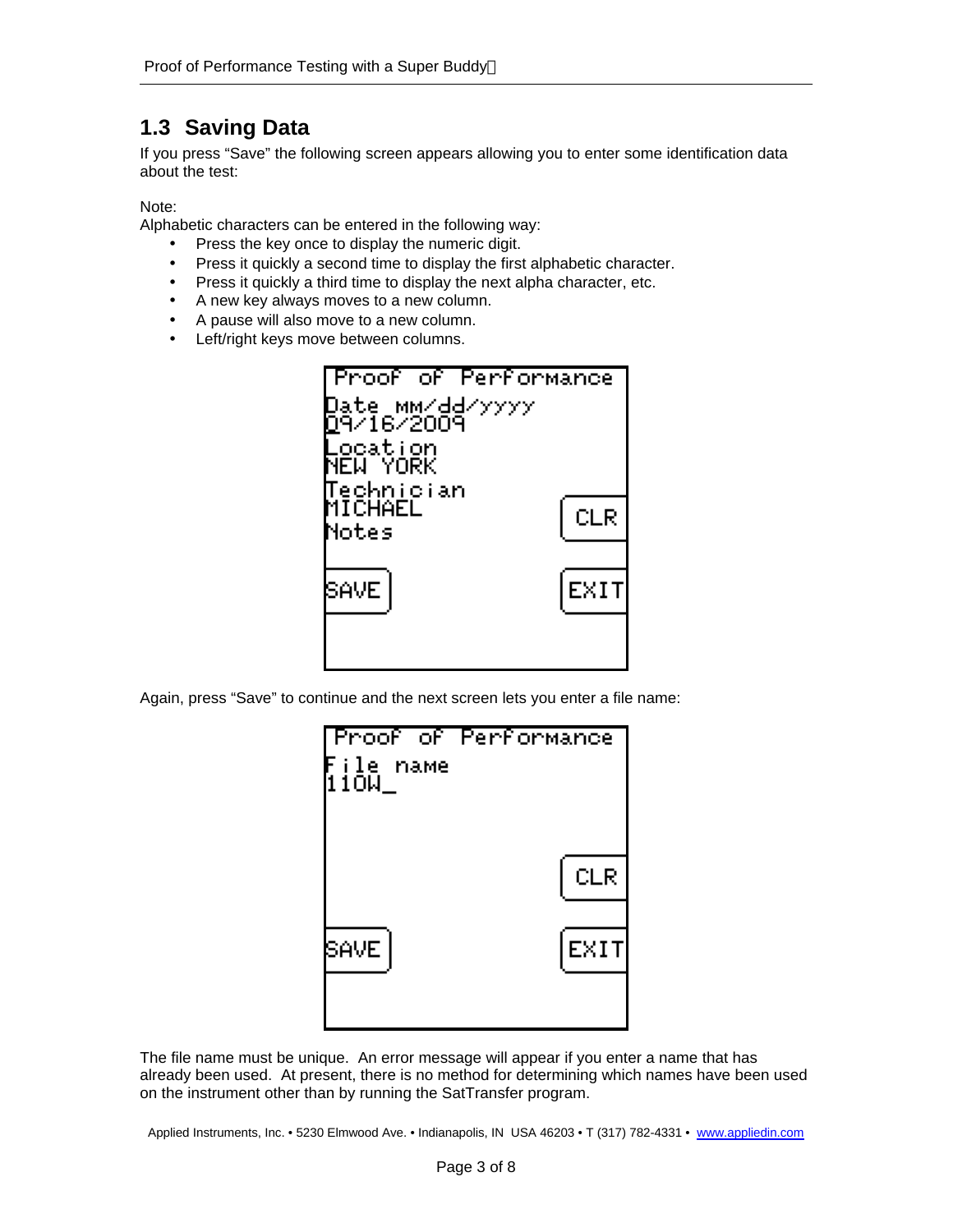## 1.3 Saving Data

If you press "Save" the following screen appears allowing you to enter some identification data about the test:

Note:
Alphabetic characters can be entered in the following way:

- Press the key once to display the numeric digit.
- Press it quickly a second time to display the first alphabetic character.
- Press it quickly a third time to display the next alpha character, etc.
- A new key always moves to a new column.
- A pause will also move to a new column.
- Left/right keys move between columns.

```
Proof of Performance
Date mm/dd/yyyy
09/16/2009
Location
NEW YORK
Technician
MICHAEL                CLR
Notes

SAVE                   EXIT
```

Again, press "Save" to continue and the next screen lets you enter a file name:

```
Proof of Performance
File name
110W_

                       CLR

SAVE                   EXIT
```

The file name must be unique. An error message will appear if you enter a name that has already been used. At present, there is no method for determining which names have been used on the instrument other than by running the SatTransfer program.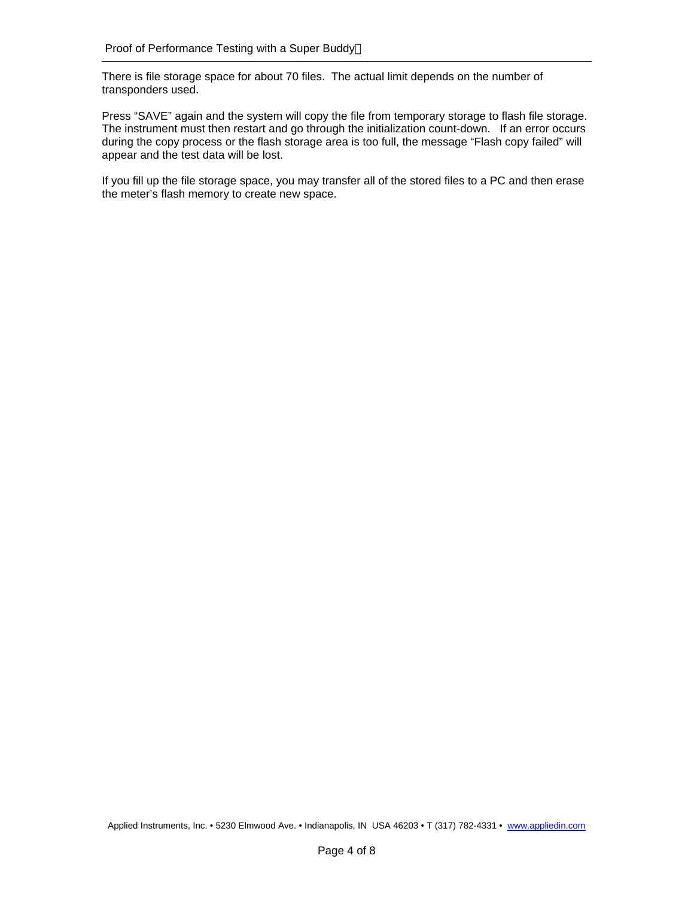There is file storage space for about 70 files. The actual limit depends on the number of transponders used.

Press “SAVE” again and the system will copy the file from temporary storage to flash file storage. The instrument must then restart and go through the initialization count-down. If an error occurs during the copy process or the flash storage area is too full, the message “Flash copy failed” will appear and the test data will be lost.

If you fill up the file storage space, you may transfer all of the stored files to a PC and then erase the meter’s flash memory to create new space.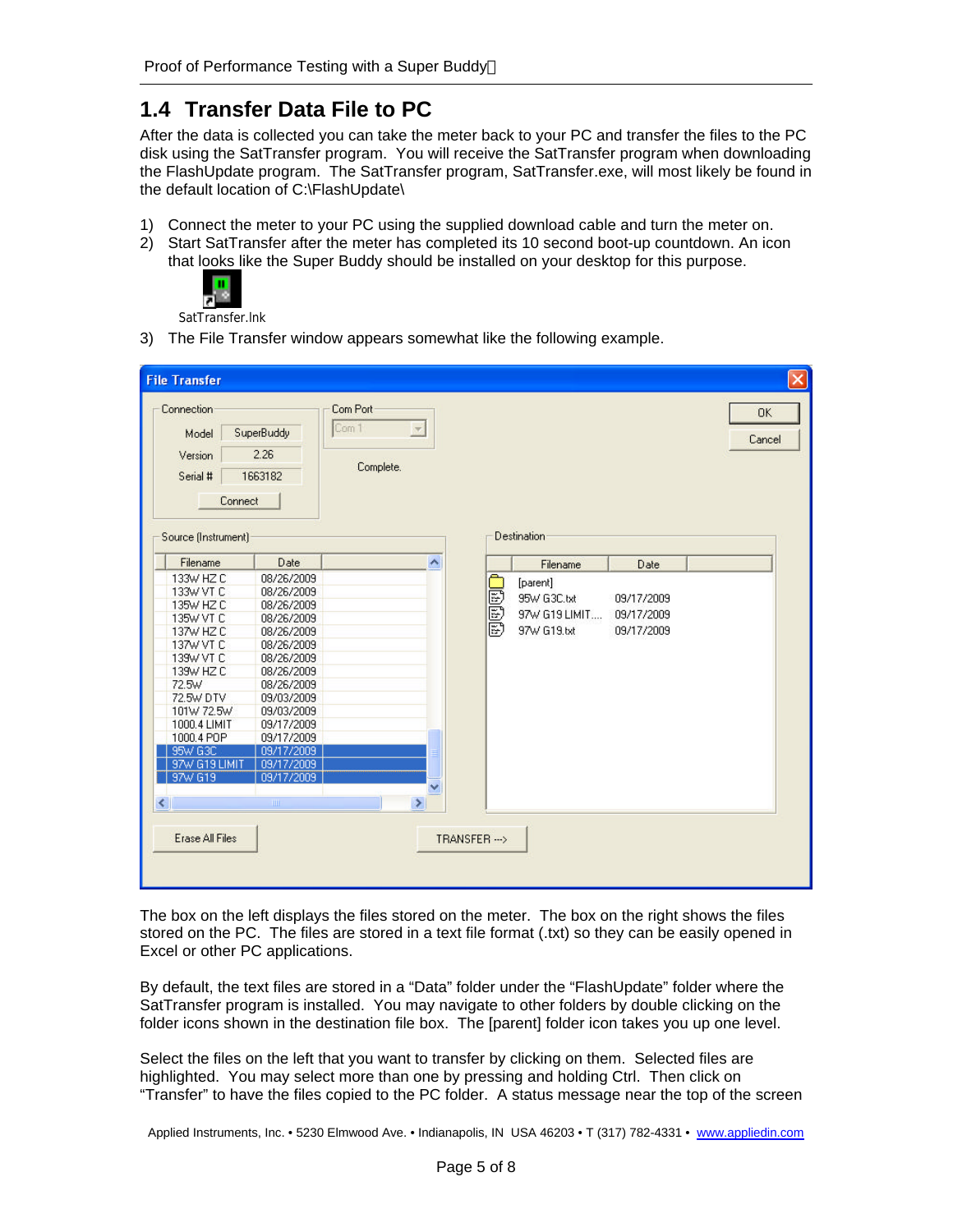## 1.4 Transfer Data File to PC

After the data is collected you can take the meter back to your PC and transfer the files to the PC disk using the SatTransfer program. You will receive the SatTransfer program when downloading the FlashUpdate program. The SatTransfer program, SatTransfer.exe, will most likely be found in the default location of C:\FlashUpdate\

1) Connect the meter to your PC using the supplied download cable and turn the meter on.
2) Start SatTransfer after the meter has completed its 10 second boot-up countdown. An icon that looks like the Super Buddy should be installed on your desktop for this purpose.

   SatTransfer.lnk

3) The File Transfer window appears somewhat like the following example.

The box on the left displays the files stored on the meter. The box on the right shows the files stored on the PC. The files are stored in a text file format (.txt) so they can be easily opened in Excel or other PC applications.

By default, the text files are stored in a "Data" folder under the "FlashUpdate" folder where the SatTransfer program is installed. You may navigate to other folders by double clicking on the folder icons shown in the destination file box. The [parent] folder icon takes you up one level.

Select the files on the left that you want to transfer by clicking on them. Selected files are highlighted. You may select more than one by pressing and holding Ctrl. Then click on "Transfer" to have the files copied to the PC folder. A status message near the top of the screen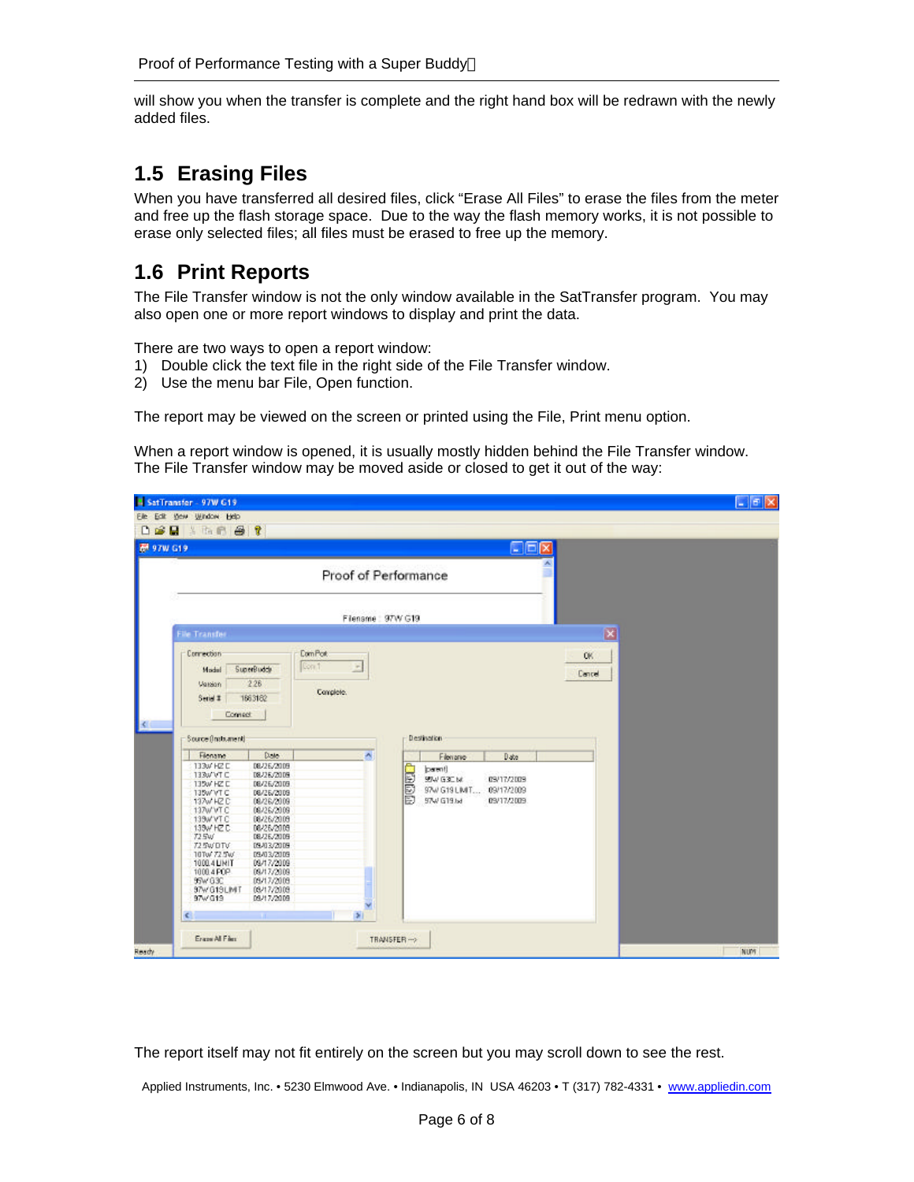will show you when the transfer is complete and the right hand box will be redrawn with the newly added files.

## 1.5 Erasing Files

When you have transferred all desired files, click “Erase All Files” to erase the files from the meter and free up the flash storage space. Due to the way the flash memory works, it is not possible to erase only selected files; all files must be erased to free up the memory.

## 1.6 Print Reports

The File Transfer window is not the only window available in the SatTransfer program. You may also open one or more report windows to display and print the data.

There are two ways to open a report window:

1) Double click the text file in the right side of the File Transfer window.
2) Use the menu bar File, Open function.

The report may be viewed on the screen or printed using the File, Print menu option.

When a report window is opened, it is usually mostly hidden behind the File Transfer window. The File Transfer window may be moved aside or closed to get it out of the way:

The report itself may not fit entirely on the screen but you may scroll down to see the rest.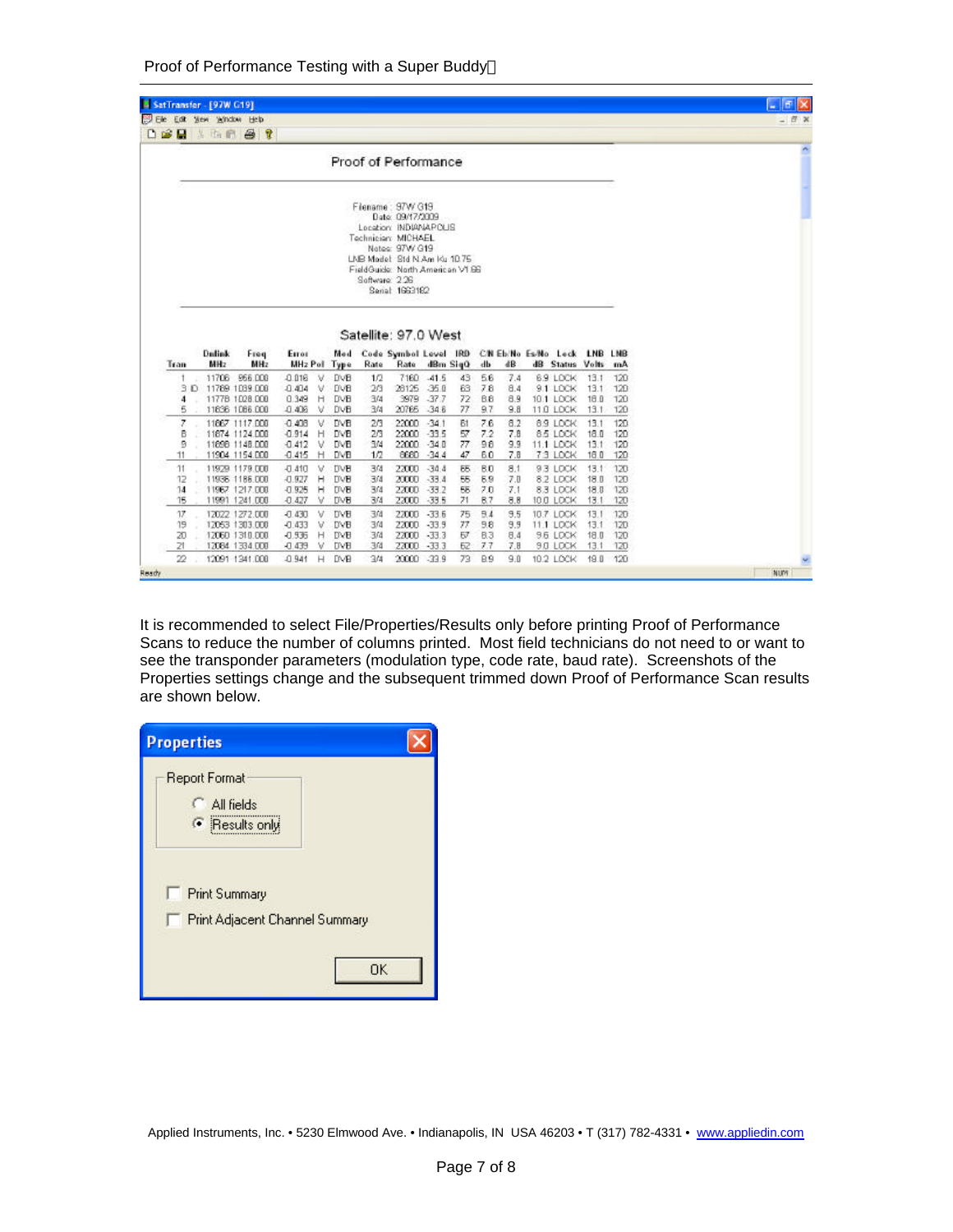SatTransfer - [97W G19]

File Edit View Window Help

## Proof of Performance

Filename: 97W G19
Date: 09/17/2009
Location: INDIANAPOLIS
Technician: MICHAEL
Notes: 97W G19
LNB Model: Std N Am Ku 10.75
FieldGuide: North American V1.66
Software: 2.26
Serial: 1663182

### Satellite: 97.0 West

| Tran | Dnlink MHz | Freq MHz | Error MHz | Pol | Mod Type | Code Rate | Symbol Rate | Level dBm | IRD SigQ | C/N db | Eb/No dB | Es/No dB | Lock Status | LNB Volts | LNB mA |
|---|---|---|---|---|---|---|---|---|---|---|---|---|---|---|---|
| 1 | 11706 | 956.000 | -0.018 | V | DVB | 1/2 | 7160 | -41.5 | 43 | 5.6 | 7.4 | 6.9 | LOCK | 13.1 | 120 |
| 3 ID | 11789 | 1039.000 | -0.404 | V | DVB | 2/3 | 28125 | -35.0 | 63 | 7.6 | 8.4 | 9.1 | LOCK | 13.1 | 120 |
| 4 | 11778 | 1028.000 | 0.349 | H | DVB | 3/4 | 3979 | -37.7 | 72 | 8.6 | 8.9 | 10.1 | LOCK | 18.0 | 120 |
| 5 | 11836 | 1086.000 | -0.408 | V | DVB | 3/4 | 20765 | -34.6 | 77 | 9.7 | 9.8 | 11.0 | LOCK | 13.1 | 120 |
| 7 | 11867 | 1117.000 | -0.408 | V | DVB | 2/3 | 22000 | -34.1 | 61 | 7.6 | 8.2 | 8.9 | LOCK | 13.1 | 120 |
| 8 | 11874 | 1124.000 | -0.914 | H | DVB | 2/3 | 22000 | -33.5 | 57 | 7.2 | 7.8 | 8.5 | LOCK | 18.0 | 120 |
| 9 | 11898 | 1148.000 | -0.412 | V | DVB | 3/4 | 22000 | -34.0 | 77 | 9.8 | 9.9 | 11.1 | LOCK | 13.1 | 120 |
| 11 | 11904 | 1154.000 | -0.415 | H | DVB | 1/2 | 8680 | -34.4 | 47 | 6.0 | 7.8 | 7.3 | LOCK | 18.0 | 120 |
| 11 | 11929 | 1179.000 | -0.410 | V | DVB | 3/4 | 22000 | -34.4 | 65 | 8.0 | 8.1 | 9.3 | LOCK | 13.1 | 120 |
| 12 | 11936 | 1186.000 | -0.927 | H | DVB | 3/4 | 20000 | -33.4 | 55 | 6.9 | 7.0 | 8.2 | LOCK | 18.0 | 120 |
| 14 | 11967 | 1217.000 | -0.925 | H | DVB | 3/4 | 22000 | -33.2 | 56 | 7.0 | 7.1 | 8.3 | LOCK | 18.0 | 120 |
| 15 | 11991 | 1241.000 | -0.427 | V | DVB | 3/4 | 22000 | -33.5 | 71 | 8.7 | 8.8 | 10.0 | LOCK | 13.1 | 120 |
| 17 | 12022 | 1272.000 | -0.430 | V | DVB | 3/4 | 22000 | -33.6 | 75 | 9.4 | 9.5 | 10.7 | LOCK | 13.1 | 120 |
| 19 | 12053 | 1303.000 | -0.433 | V | DVB | 3/4 | 22000 | -33.9 | 77 | 9.8 | 9.9 | 11.1 | LOCK | 13.1 | 120 |
| 20 | 12060 | 1310.000 | -0.936 | H | DVB | 3/4 | 22000 | -33.3 | 67 | 8.3 | 8.4 | 9.6 | LOCK | 18.0 | 120 |
| 21 | 12084 | 1334.000 | -0.439 | V | DVB | 3/4 | 22000 | -33.3 | 62 | 7.7 | 7.8 | 9.0 | LOCK | 13.1 | 120 |
| 22 | 12091 | 1341.000 | -0.941 | H | DVB | 3/4 | 20000 | -33.9 | 73 | 8.9 | 9.0 | 10.2 | LOCK | 18.0 | 120 |

Ready NUM

It is recommended to select File/Properties/Results only before printing Proof of Performance Scans to reduce the number of columns printed. Most field technicians do not need to or want to see the transponder parameters (modulation type, code rate, baud rate). Screenshots of the Properties settings change and the subsequent trimmed down Proof of Performance Scan results are shown below.

**Properties**

Report Format
- ( ) All fields
- (•) Results only

- [ ] Print Summary
- [ ] Print Adjacent Channel Summary

OK

Applied Instruments, Inc. • 5230 Elmwood Ave. • Indianapolis, IN USA 46203 • T (317) 782-4331 • www.appliedin.com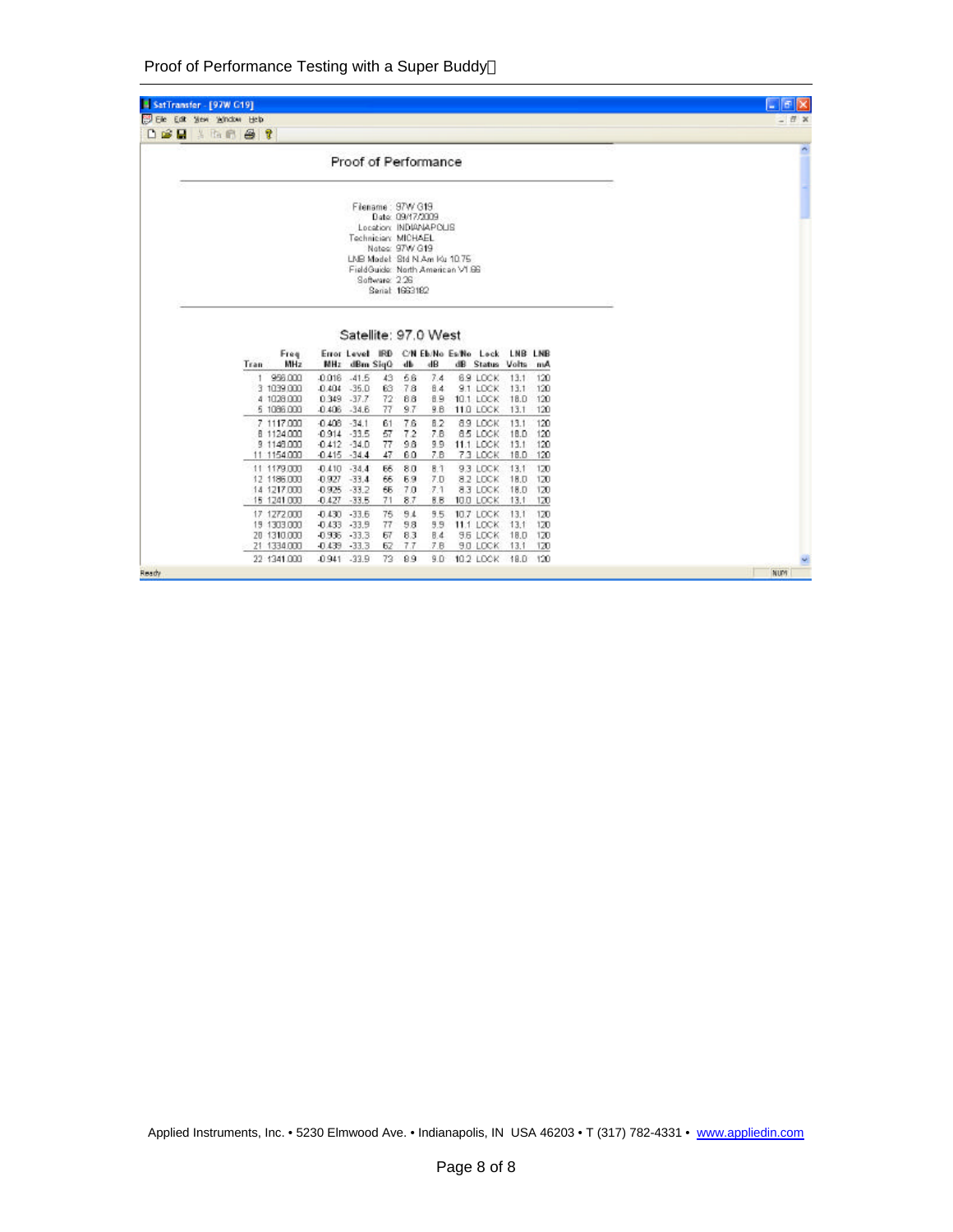SatTransfer - [97W G19]

File Edit View Window Help

## Proof of Performance

Filename: 97W G19
Date: 09/17/2009
Location: INDIANAPOLIS
Technician: MICHAEL
Notes: 97W G19
LNB Model: Std N Am Ku 10.75
FieldGuide: North American V1.86
Software: 2.26
Serial: 1663182

### Satellite: 97.0 West

| Tran | Freq MHz | Error MHz | Level dBm | IRD SigQ | C/N db | Eb/No dB | Es/No dB | Lock Status | LNB Volts | LNB mA |
|---|---|---|---|---|---|---|---|---|---|---|
| 1 | 958.000 | -0.016 | -41.5 | 43 | 5.6 | 7.4 | 6.9 | LOCK | 13.1 | 120 |
| 3 | 1039.000 | -0.404 | -35.0 | 63 | 7.8 | 8.4 | 9.1 | LOCK | 13.1 | 120 |
| 4 | 1028.000 | 0.349 | -37.7 | 72 | 8.8 | 8.9 | 10.1 | LOCK | 18.0 | 120 |
| 5 | 1086.000 | -0.406 | -34.6 | 77 | 9.7 | 9.8 | 11.0 | LOCK | 13.1 | 120 |
| 7 | 1117.000 | -0.408 | -34.1 | 61 | 7.6 | 8.2 | 8.9 | LOCK | 13.1 | 120 |
| 8 | 1124.000 | -0.914 | -33.5 | 57 | 7.2 | 7.8 | 8.5 | LOCK | 18.0 | 120 |
| 9 | 1148.000 | -0.412 | -34.0 | 77 | 9.8 | 9.9 | 11.1 | LOCK | 13.1 | 120 |
| 11 | 1154.000 | -0.415 | -34.4 | 47 | 6.0 | 7.8 | 7.3 | LOCK | 18.0 | 120 |
| 11 | 1179.000 | -0.410 | -34.4 | 66 | 8.0 | 8.1 | 9.3 | LOCK | 13.1 | 120 |
| 12 | 1186.000 | -0.927 | -33.4 | 66 | 6.9 | 7.0 | 8.2 | LOCK | 18.0 | 120 |
| 14 | 1217.000 | -0.925 | -33.2 | 66 | 7.0 | 7.1 | 8.3 | LOCK | 18.0 | 120 |
| 15 | 1241.000 | -0.427 | -33.5 | 71 | 8.7 | 8.8 | 10.0 | LOCK | 13.1 | 120 |
| 17 | 1272.000 | -0.430 | -33.6 | 75 | 9.4 | 9.5 | 10.7 | LOCK | 13.1 | 120 |
| 19 | 1303.000 | -0.433 | -33.9 | 77 | 9.8 | 9.9 | 11.1 | LOCK | 13.1 | 120 |
| 20 | 1310.000 | -0.936 | -33.3 | 67 | 8.3 | 8.4 | 9.6 | LOCK | 18.0 | 120 |
| 21 | 1334.000 | -0.439 | -33.3 | 62 | 7.7 | 7.8 | 9.0 | LOCK | 13.1 | 120 |
| 22 | 1341.000 | -0.941 | -33.9 | 73 | 8.9 | 9.0 | 10.2 | LOCK | 18.0 | 120 |

Ready NUM

Applied Instruments, Inc. • 5230 Elmwood Ave. • Indianapolis, IN USA 46203 • T (317) 782-4331 • www.appliedin.com